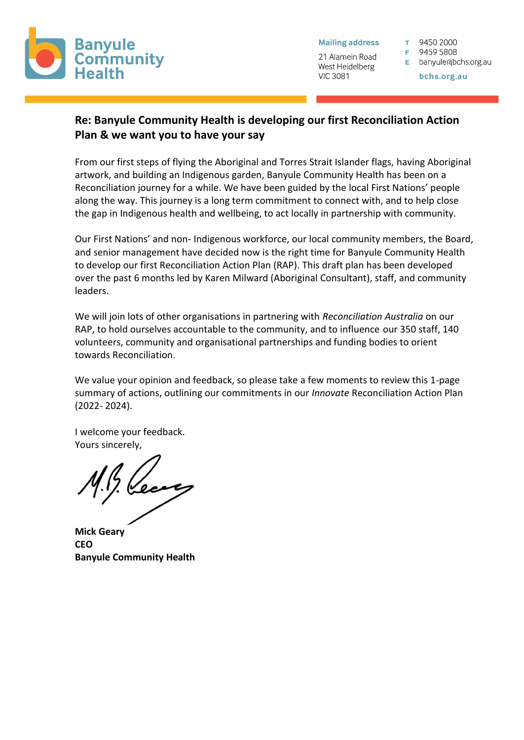Banyule Community Health

**Mailing address**

21 Alamein Road
West Heidelberg
VIC 3081

T 9450 2000
F 9459 5808
E banyule@bchs.org.au

**bchs.org.au**

## Re: Banyule Community Health is developing our first Reconciliation Action Plan & we want you to have your say

From our first steps of flying the Aboriginal and Torres Strait Islander flags, having Aboriginal artwork, and building an Indigenous garden, Banyule Community Health has been on a Reconciliation journey for a while. We have been guided by the local First Nations' people along the way. This journey is a long term commitment to connect with, and to help close the gap in Indigenous health and wellbeing, to act locally in partnership with community.

Our First Nations' and non- Indigenous workforce, our local community members, the Board, and senior management have decided now is the right time for Banyule Community Health to develop our first Reconciliation Action Plan (RAP). This draft plan has been developed over the past 6 months led by Karen Milward (Aboriginal Consultant), staff, and community leaders.

We will join lots of other organisations in partnering with *Reconciliation Australia* on our RAP, to hold ourselves accountable to the community, and to influence our 350 staff, 140 volunteers, community and organisational partnerships and funding bodies to orient towards Reconciliation.

We value your opinion and feedback, so please take a few moments to review this 1-page summary of actions, outlining our commitments in our *Innovate* Reconciliation Action Plan (2022- 2024).

I welcome your feedback.
Yours sincerely,

**Mick Geary**
**CEO**
**Banyule Community Health**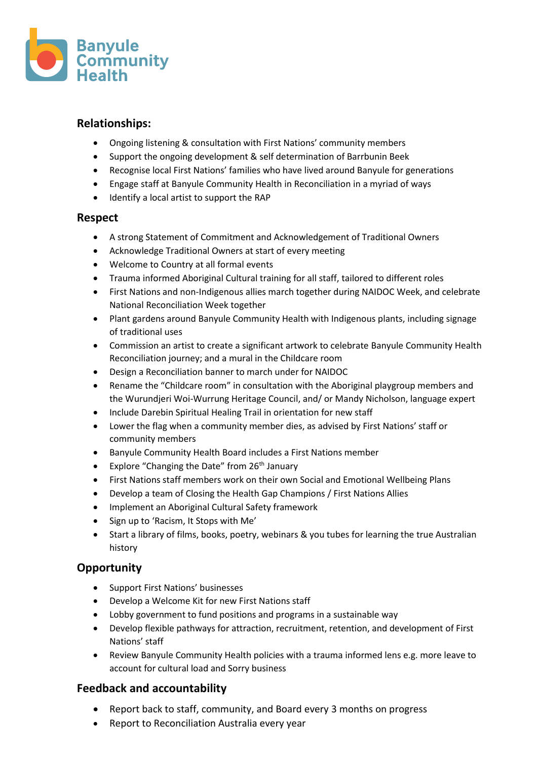Banyule Community Health

## Relationships:

- Ongoing listening & consultation with First Nations' community members
- Support the ongoing development & self determination of Barrbunin Beek
- Recognise local First Nations' families who have lived around Banyule for generations
- Engage staff at Banyule Community Health in Reconciliation in a myriad of ways
- Identify a local artist to support the RAP

## Respect

- A strong Statement of Commitment and Acknowledgement of Traditional Owners
- Acknowledge Traditional Owners at start of every meeting
- Welcome to Country at all formal events
- Trauma informed Aboriginal Cultural training for all staff, tailored to different roles
- First Nations and non-Indigenous allies march together during NAIDOC Week, and celebrate National Reconciliation Week together
- Plant gardens around Banyule Community Health with Indigenous plants, including signage of traditional uses
- Commission an artist to create a significant artwork to celebrate Banyule Community Health Reconciliation journey; and a mural in the Childcare room
- Design a Reconciliation banner to march under for NAIDOC
- Rename the "Childcare room" in consultation with the Aboriginal playgroup members and the Wurundjeri Woi-Wurrung Heritage Council, and/ or Mandy Nicholson, language expert
- Include Darebin Spiritual Healing Trail in orientation for new staff
- Lower the flag when a community member dies, as advised by First Nations' staff or community members
- Banyule Community Health Board includes a First Nations member
- Explore "Changing the Date" from 26th January
- First Nations staff members work on their own Social and Emotional Wellbeing Plans
- Develop a team of Closing the Health Gap Champions / First Nations Allies
- Implement an Aboriginal Cultural Safety framework
- Sign up to 'Racism, It Stops with Me'
- Start a library of films, books, poetry, webinars & you tubes for learning the true Australian history

## Opportunity

- Support First Nations' businesses
- Develop a Welcome Kit for new First Nations staff
- Lobby government to fund positions and programs in a sustainable way
- Develop flexible pathways for attraction, recruitment, retention, and development of First Nations' staff
- Review Banyule Community Health policies with a trauma informed lens e.g. more leave to account for cultural load and Sorry business

## Feedback and accountability

- Report back to staff, community, and Board every 3 months on progress
- Report to Reconciliation Australia every year